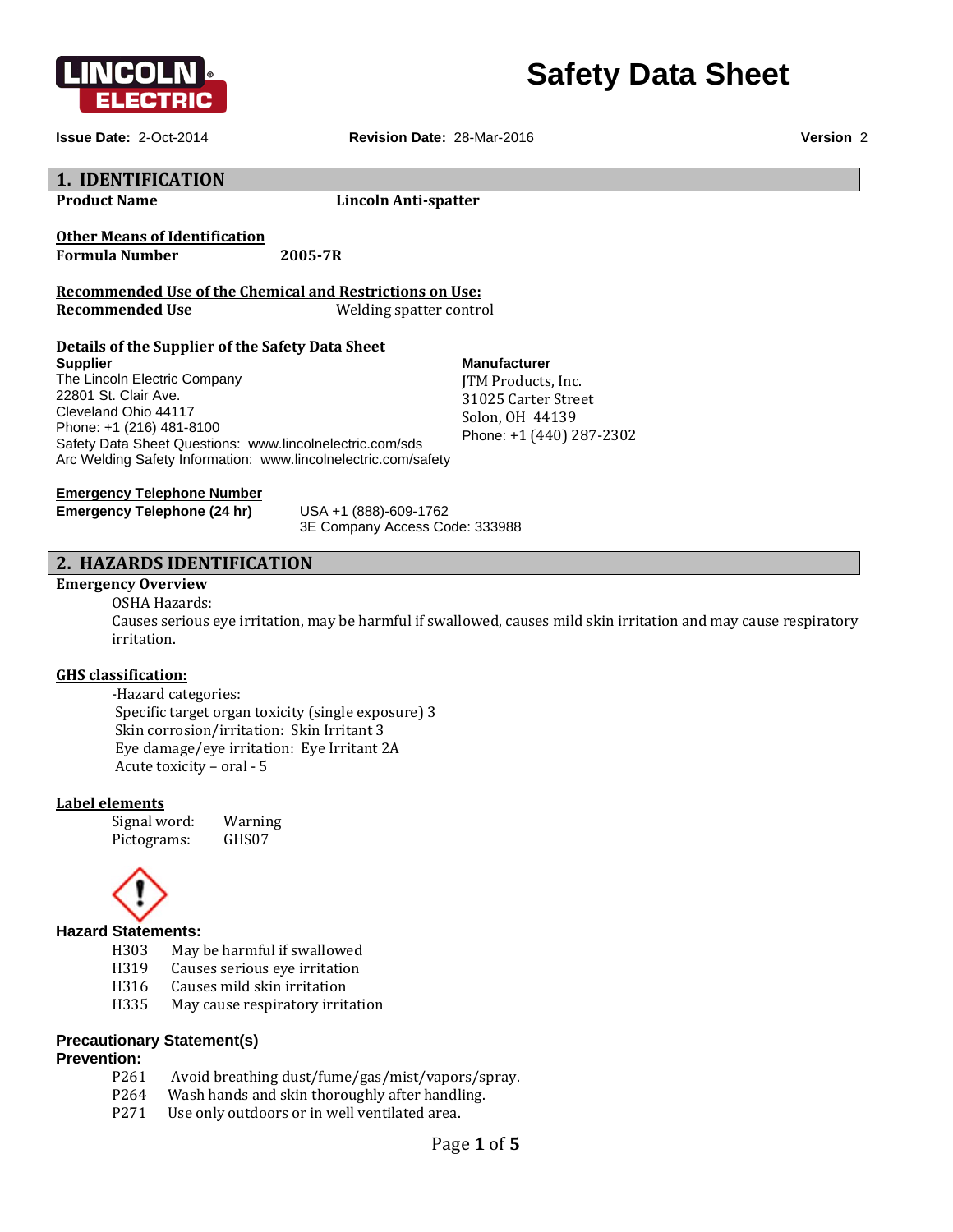# Safety Data Sheet

**Issue Date:** 2-Oct-2014 **Revision Date:** 28-Mar-2016 **Version** 2

## 1. IDENTIFICATION

**Product Name** **Lincoln Anti-spatter**

**Other Means of Identification**

**Formula Number** **2005-7R**

**Recommended Use of the Chemical and Restrictions on Use:**

**Recommended Use** Welding spatter control

### Details of the Supplier of the Safety Data Sheet

**Supplier**
The Lincoln Electric Company
22801 St. Clair Ave.
Cleveland Ohio 44117
Phone: +1 (216) 481-8100
Safety Data Sheet Questions: www.lincolnelectric.com/sds
Arc Welding Safety Information: www.lincolnelectric.com/safety

**Manufacturer**
JTM Products, Inc.
31025 Carter Street
Solon, OH 44139
Phone: +1 (440) 287-2302

**Emergency Telephone Number**

**Emergency Telephone (24 hr)** USA +1 (888)-609-1762
3E Company Access Code: 333988

## 2. HAZARDS IDENTIFICATION

**Emergency Overview**

OSHA Hazards:
Causes serious eye irritation, may be harmful if swallowed, causes mild skin irritation and may cause respiratory irritation.

**GHS classification:**

-Hazard categories:
Specific target organ toxicity (single exposure) 3
Skin corrosion/irritation: Skin Irritant 3
Eye damage/eye irritation: Eye Irritant 2A
Acute toxicity – oral - 5

**Label elements**

Signal word: Warning
Pictograms: GHS07

**Hazard Statements:**

- H303 May be harmful if swallowed
- H319 Causes serious eye irritation
- H316 Causes mild skin irritation
- H335 May cause respiratory irritation

**Precautionary Statement(s)**

**Prevention:**

- P261 Avoid breathing dust/fume/gas/mist/vapors/spray.
- P264 Wash hands and skin thoroughly after handling.
- P271 Use only outdoors or in well ventilated area.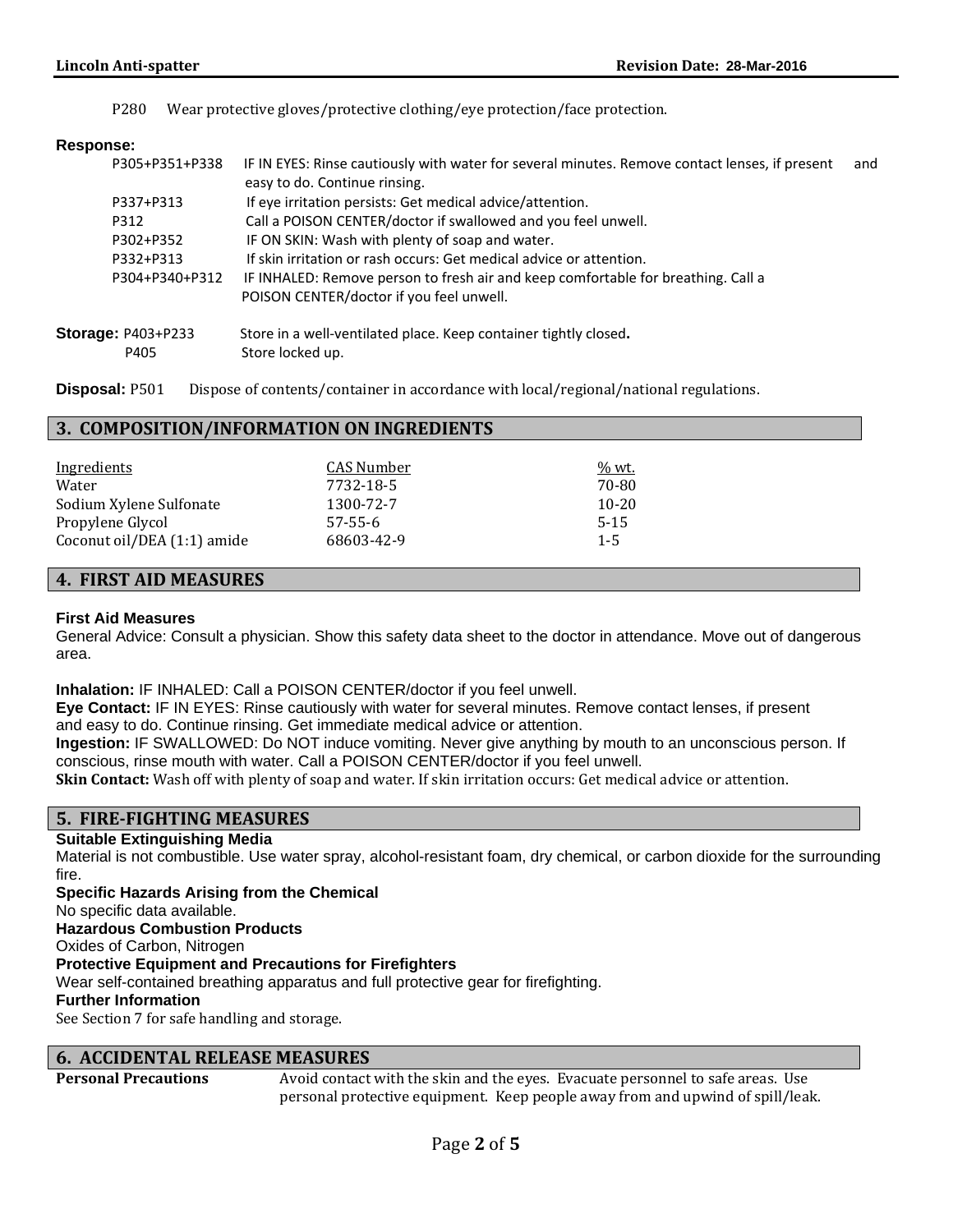P280 Wear protective gloves/protective clothing/eye protection/face protection.

**Response:**

P305+P351+P338 IF IN EYES: Rinse cautiously with water for several minutes. Remove contact lenses, if present and easy to do. Continue rinsing.

P337+P313 If eye irritation persists: Get medical advice/attention.

P312 Call a POISON CENTER/doctor if swallowed and you feel unwell.

P302+P352 IF ON SKIN: Wash with plenty of soap and water.

P332+P313 If skin irritation or rash occurs: Get medical advice or attention.

P304+P340+P312 IF INHALED: Remove person to fresh air and keep comfortable for breathing. Call a POISON CENTER/doctor if you feel unwell.

**Storage:** P403+P233 Store in a well-ventilated place. Keep container tightly closed.

P405 Store locked up.

**Disposal:** P501 Dispose of contents/container in accordance with local/regional/national regulations.

## 3. COMPOSITION/INFORMATION ON INGREDIENTS

| Ingredients | CAS Number | % wt. |
|---|---|---|
| Water | 7732-18-5 | 70-80 |
| Sodium Xylene Sulfonate | 1300-72-7 | 10-20 |
| Propylene Glycol | 57-55-6 | 5-15 |
| Coconut oil/DEA (1:1) amide | 68603-42-9 | 1-5 |

## 4. FIRST AID MEASURES

**First Aid Measures**

General Advice: Consult a physician. Show this safety data sheet to the doctor in attendance. Move out of dangerous area.

**Inhalation:** IF INHALED: Call a POISON CENTER/doctor if you feel unwell.

**Eye Contact:** IF IN EYES: Rinse cautiously with water for several minutes. Remove contact lenses, if present and easy to do. Continue rinsing. Get immediate medical advice or attention.

**Ingestion:** IF SWALLOWED: Do NOT induce vomiting. Never give anything by mouth to an unconscious person. If conscious, rinse mouth with water. Call a POISON CENTER/doctor if you feel unwell.

**Skin Contact:** Wash off with plenty of soap and water. If skin irritation occurs: Get medical advice or attention.

## 5. FIRE-FIGHTING MEASURES

**Suitable Extinguishing Media**

Material is not combustible. Use water spray, alcohol-resistant foam, dry chemical, or carbon dioxide for the surrounding fire.

**Specific Hazards Arising from the Chemical**

No specific data available.

**Hazardous Combustion Products**

Oxides of Carbon, Nitrogen

**Protective Equipment and Precautions for Firefighters**

Wear self-contained breathing apparatus and full protective gear for firefighting.

**Further Information**

See Section 7 for safe handling and storage.

## 6. ACCIDENTAL RELEASE MEASURES

**Personal Precautions** Avoid contact with the skin and the eyes. Evacuate personnel to safe areas. Use personal protective equipment. Keep people away from and upwind of spill/leak.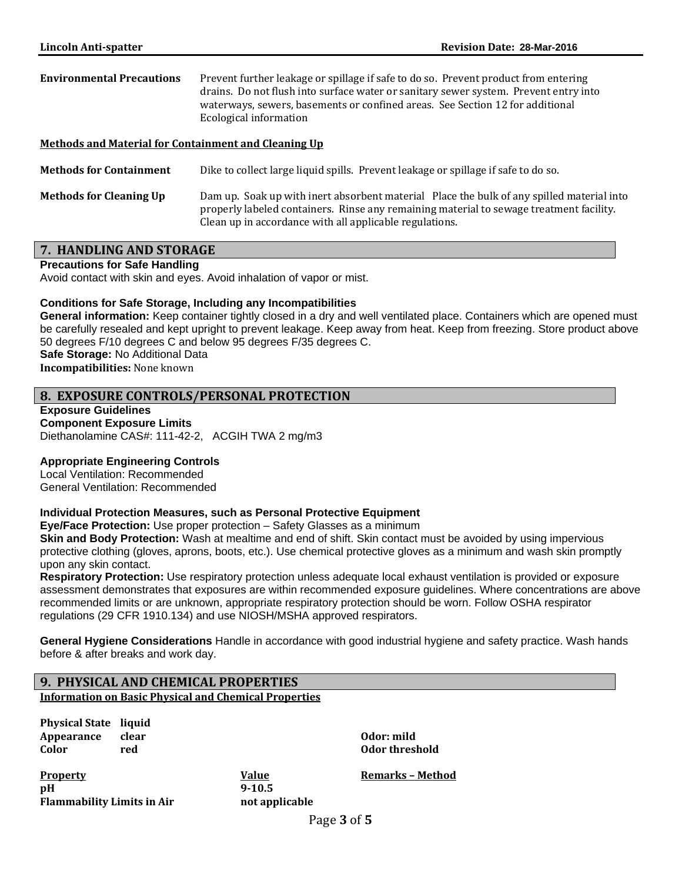**Environmental Precautions** Prevent further leakage or spillage if safe to do so. Prevent product from entering drains. Do not flush into surface water or sanitary sewer system. Prevent entry into waterways, sewers, basements or confined areas. See Section 12 for additional Ecological information

**Methods and Material for Containment and Cleaning Up**

**Methods for Containment** Dike to collect large liquid spills. Prevent leakage or spillage if safe to do so.

**Methods for Cleaning Up** Dam up. Soak up with inert absorbent material Place the bulk of any spilled material into properly labeled containers. Rinse any remaining material to sewage treatment facility. Clean up in accordance with all applicable regulations.

## 7. HANDLING AND STORAGE

**Precautions for Safe Handling**

Avoid contact with skin and eyes. Avoid inhalation of vapor or mist.

**Conditions for Safe Storage, Including any Incompatibilities**

**General information:** Keep container tightly closed in a dry and well ventilated place. Containers which are opened must be carefully resealed and kept upright to prevent leakage. Keep away from heat. Keep from freezing. Store product above 50 degrees F/10 degrees C and below 95 degrees F/35 degrees C.

**Safe Storage:** No Additional Data

**Incompatibilities:** None known

## 8. EXPOSURE CONTROLS/PERSONAL PROTECTION

**Exposure Guidelines**

**Component Exposure Limits**

Diethanolamine CAS#: 111-42-2, ACGIH TWA 2 mg/m3

**Appropriate Engineering Controls**

Local Ventilation: Recommended

General Ventilation: Recommended

**Individual Protection Measures, such as Personal Protective Equipment**

**Eye/Face Protection:** Use proper protection – Safety Glasses as a minimum

**Skin and Body Protection:** Wash at mealtime and end of shift. Skin contact must be avoided by using impervious protective clothing (gloves, aprons, boots, etc.). Use chemical protective gloves as a minimum and wash skin promptly upon any skin contact.

**Respiratory Protection:** Use respiratory protection unless adequate local exhaust ventilation is provided or exposure assessment demonstrates that exposures are within recommended exposure guidelines. Where concentrations are above recommended limits or are unknown, appropriate respiratory protection should be worn. Follow OSHA respirator regulations (29 CFR 1910.134) and use NIOSH/MSHA approved respirators.

**General Hygiene Considerations** Handle in accordance with good industrial hygiene and safety practice. Wash hands before & after breaks and work day.

## 9. PHYSICAL AND CHEMICAL PROPERTIES

**Information on Basic Physical and Chemical Properties**

**Physical State** liquid
**Appearance** clear
**Color** red

**Odor:** mild
**Odor threshold**

| Property | Value | Remarks – Method |
| --- | --- | --- |
| pH | 9-10.5 | |
| Flammability Limits in Air | not applicable | |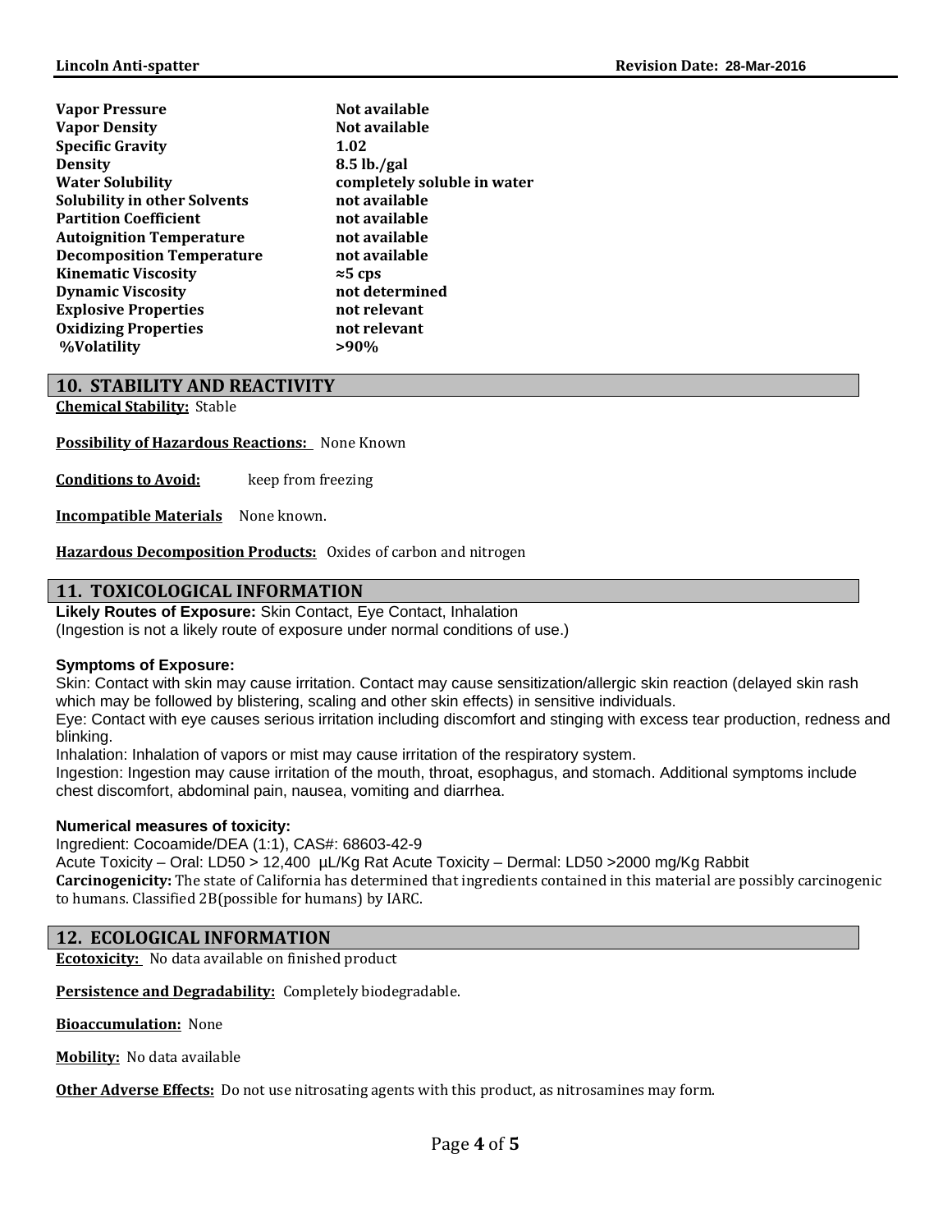| | |
|---|---|
| **Vapor Pressure** | **Not available** |
| **Vapor Density** | **Not available** |
| **Specific Gravity** | **1.02** |
| **Density** | **8.5 lb./gal** |
| **Water Solubility** | **completely soluble in water** |
| **Solubility in other Solvents** | **not available** |
| **Partition Coefficient** | **not available** |
| **Autoignition Temperature** | **not available** |
| **Decomposition Temperature** | **not available** |
| **Kinematic Viscosity** | **≈5 cps** |
| **Dynamic Viscosity** | **not determined** |
| **Explosive Properties** | **not relevant** |
| **Oxidizing Properties** | **not relevant** |
| **%Volatility** | **>90%** |

## 10. STABILITY AND REACTIVITY

**Chemical Stability:** Stable

**Possibility of Hazardous Reactions:** None Known

**Conditions to Avoid:** keep from freezing

**Incompatible Materials** None known.

**Hazardous Decomposition Products:** Oxides of carbon and nitrogen

## 11. TOXICOLOGICAL INFORMATION

**Likely Routes of Exposure:** Skin Contact, Eye Contact, Inhalation
(Ingestion is not a likely route of exposure under normal conditions of use.)

**Symptoms of Exposure:**
Skin: Contact with skin may cause irritation. Contact may cause sensitization/allergic skin reaction (delayed skin rash which may be followed by blistering, scaling and other skin effects) in sensitive individuals.
Eye: Contact with eye causes serious irritation including discomfort and stinging with excess tear production, redness and blinking.
Inhalation: Inhalation of vapors or mist may cause irritation of the respiratory system.
Ingestion: Ingestion may cause irritation of the mouth, throat, esophagus, and stomach. Additional symptoms include chest discomfort, abdominal pain, nausea, vomiting and diarrhea.

**Numerical measures of toxicity:**
Ingredient: Cocoamide/DEA (1:1), CAS#: 68603-42-9
Acute Toxicity – Oral: LD50 > 12,400 µL/Kg Rat Acute Toxicity – Dermal: LD50 >2000 mg/Kg Rabbit
**Carcinogenicity:** The state of California has determined that ingredients contained in this material are possibly carcinogenic to humans. Classified 2B(possible for humans) by IARC.

## 12. ECOLOGICAL INFORMATION

**Ecotoxicity:** No data available on finished product

**Persistence and Degradability:** Completely biodegradable.

**Bioaccumulation:** None

**Mobility:** No data available

**Other Adverse Effects:** Do not use nitrosating agents with this product, as nitrosamines may form.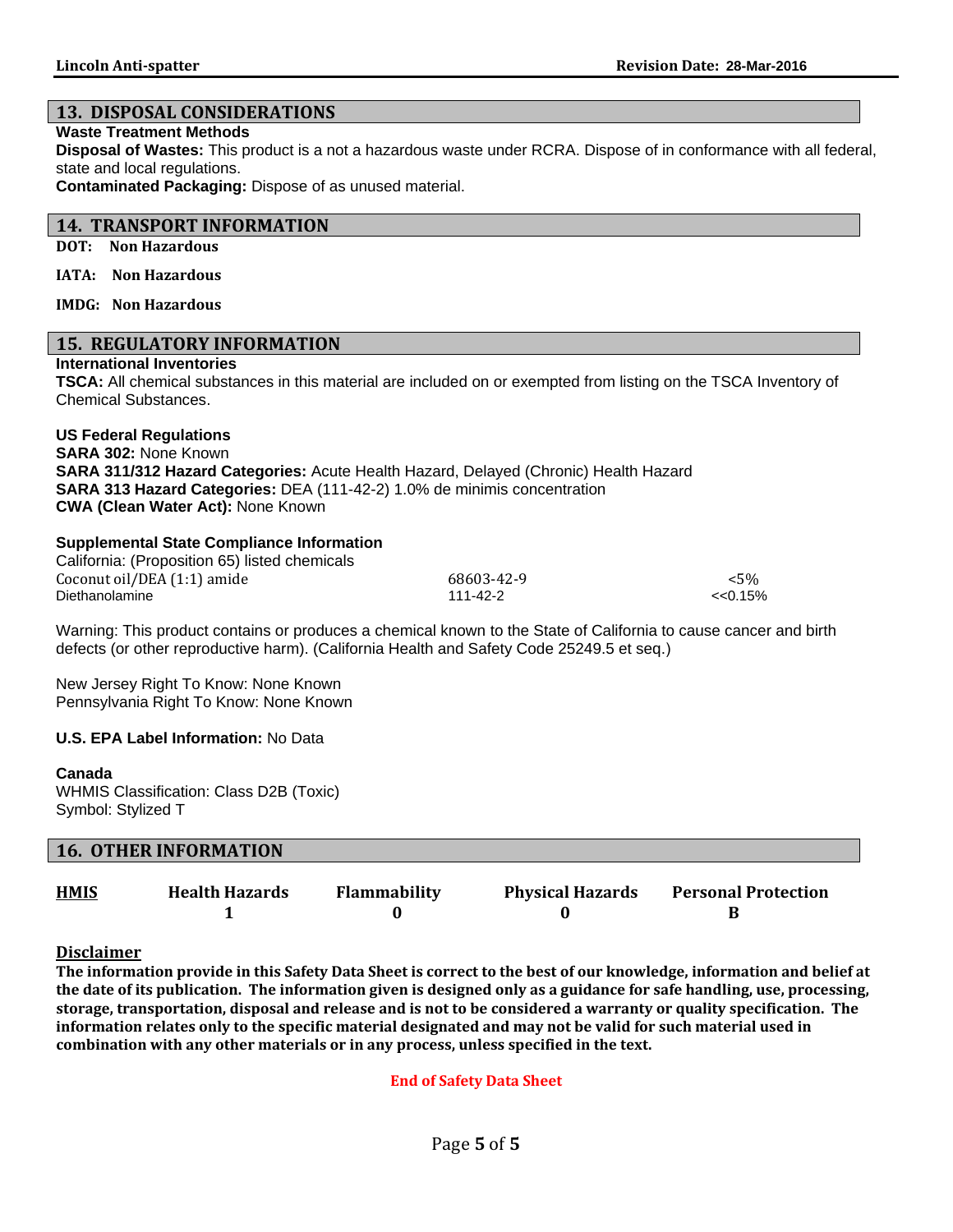## 13. DISPOSAL CONSIDERATIONS

**Waste Treatment Methods**

**Disposal of Wastes:** This product is a not a hazardous waste under RCRA. Dispose of in conformance with all federal, state and local regulations.

**Contaminated Packaging:** Dispose of as unused material.

## 14. TRANSPORT INFORMATION

**DOT: Non Hazardous**

**IATA: Non Hazardous**

**IMDG: Non Hazardous**

## 15. REGULATORY INFORMATION

**International Inventories**

**TSCA:** All chemical substances in this material are included on or exempted from listing on the TSCA Inventory of Chemical Substances.

**US Federal Regulations**

**SARA 302:** None Known

**SARA 311/312 Hazard Categories:** Acute Health Hazard, Delayed (Chronic) Health Hazard

**SARA 313 Hazard Categories:** DEA (111-42-2) 1.0% de minimis concentration

**CWA (Clean Water Act):** None Known

**Supplemental State Compliance Information**

California: (Proposition 65) listed chemicals

| | | |
|---|---|---|
| Coconut oil/DEA (1:1) amide | 68603-42-9 | <5% |
| Diethanolamine | 111-42-2 | <<0.15% |

Warning: This product contains or produces a chemical known to the State of California to cause cancer and birth defects (or other reproductive harm). (California Health and Safety Code 25249.5 et seq.)

New Jersey Right To Know: None Known

Pennsylvania Right To Know: None Known

**U.S. EPA Label Information:** No Data

**Canada**

WHMIS Classification: Class D2B (Toxic)

Symbol: Stylized T

## 16. OTHER INFORMATION

| HMIS | Health Hazards | Flammability | Physical Hazards | Personal Protection |
|---|---|---|---|---|
| | 1 | 0 | 0 | B |

**Disclaimer**

**The information provide in this Safety Data Sheet is correct to the best of our knowledge, information and belief at the date of its publication. The information given is designed only as a guidance for safe handling, use, processing, storage, transportation, disposal and release and is not to be considered a warranty or quality specification. The information relates only to the specific material designated and may not be valid for such material used in combination with any other materials or in any process, unless specified in the text.**

**End of Safety Data Sheet**